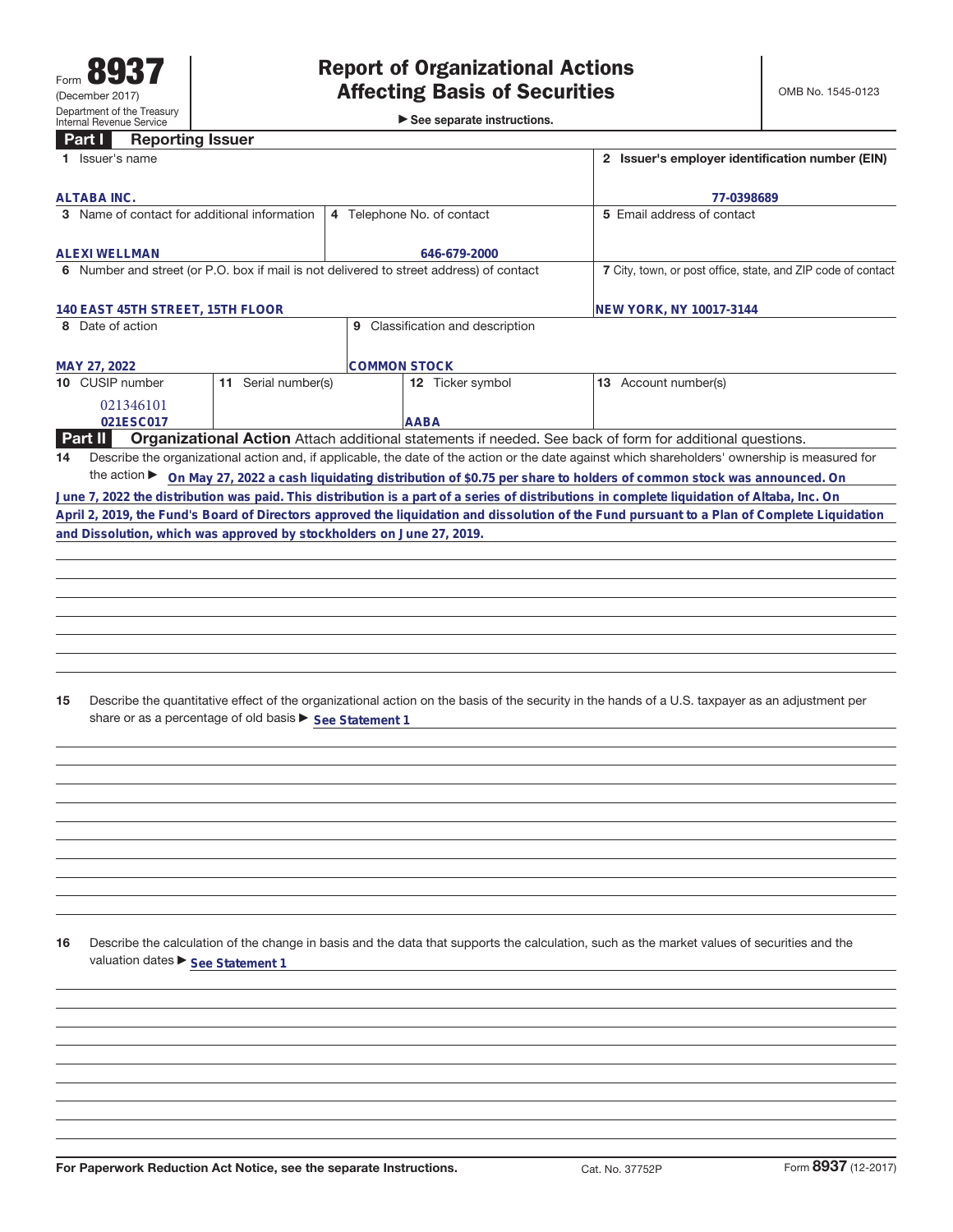Form **8937**
(December 2017)
Department of the Treasury
Internal Revenue Service

# Report of Organizational Actions Affecting Basis of Securities

► See separate instructions.

OMB No. 1545-0123

## Part I Reporting Issuer

| 1 Issuer's name | | | 2 Issuer's employer identification number (EIN) |
|---|---|---|---|
| ALTABA INC. | | | 77-0398689 |
| 3 Name of contact for additional information | 4 Telephone No. of contact | | 5 Email address of contact |
| ALEXI WELLMAN | 646-679-2000 | | |
| 6 Number and street (or P.O. box if mail is not delivered to street address) of contact | | | 7 City, town, or post office, state, and ZIP code of contact |
| 140 EAST 45TH STREET, 15TH FLOOR | | | NEW YORK, NY 10017-3144 |
| 8 Date of action | 9 Classification and description | | |
| MAY 27, 2022 | COMMON STOCK | | |
| 10 CUSIP number | 11 Serial number(s) | 12 Ticker symbol | 13 Account number(s) |
| 021346101<br>021ESC017 | | AABA | |

## Part II Organizational Action

Attach additional statements if needed. See back of form for additional questions.

**14** Describe the organizational action and, if applicable, the date of the action or the date against which shareholders' ownership is measured for the action ► On May 27, 2022 a cash liquidating distribution of $0.75 per share to holders of common stock was announced. On June 7, 2022 the distribution was paid. This distribution is a part of a series of distributions in complete liquidation of Altaba, Inc. On April 2, 2019, the Fund's Board of Directors approved the liquidation and dissolution of the Fund pursuant to a Plan of Complete Liquidation and Dissolution, which was approved by stockholders on June 27, 2019.

**15** Describe the quantitative effect of the organizational action on the basis of the security in the hands of a U.S. taxpayer as an adjustment per share or as a percentage of old basis ► See Statement 1

**16** Describe the calculation of the change in basis and the data that supports the calculation, such as the market values of securities and the valuation dates ► See Statement 1

For Paperwork Reduction Act Notice, see the separate Instructions. Cat. No. 37752P Form **8937** (12-2017)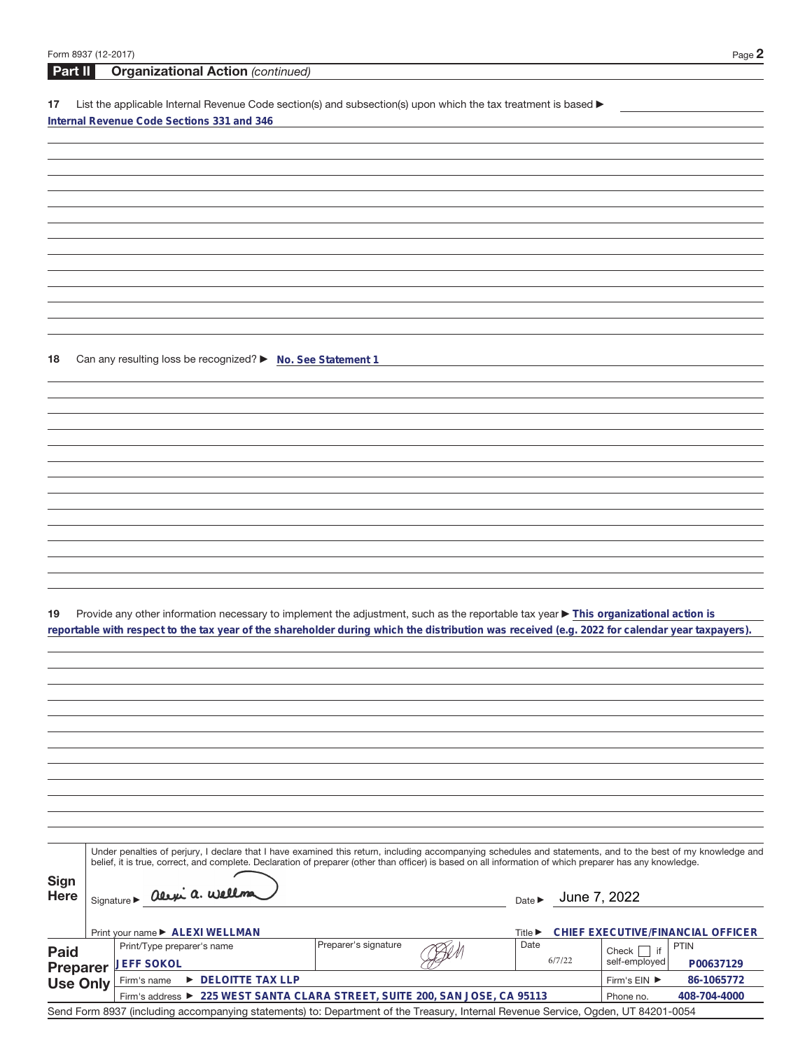Form 8937 (12-2017)

## Part II Organizational Action *(continued)*

**17** List the applicable Internal Revenue Code section(s) and subsection(s) upon which the tax treatment is based ▶

Internal Revenue Code Sections 331 and 346

**18** Can any resulting loss be recognized? ▶ No. See Statement 1

**19** Provide any other information necessary to implement the adjustment, such as the reportable tax year ▶ This organizational action is reportable with respect to the tax year of the shareholder during which the distribution was received (e.g. 2022 for calendar year taxpayers).

**Sign Here**

Under penalties of perjury, I declare that I have examined this return, including accompanying schedules and statements, and to the best of my knowledge and belief, it is true, correct, and complete. Declaration of preparer (other than officer) is based on all information of which preparer has any knowledge.

Signature ▶ *Alexi A. Wellman* Date ▶ June 7, 2022

Print your name ▶ ALEXI WELLMAN Title ▶ CHIEF EXECUTIVE/FINANCIAL OFFICER

**Paid Preparer Use Only**

| Print/Type preparer's name | Preparer's signature | Date | Check ☐ if self-employed | PTIN |
|---|---|---|---|---|
| JEFF SOKOL | *(signature)* | 6/7/22 | | P00637129 |
| Firm's name ▶ DELOITTE TAX LLP | | | Firm's EIN ▶ | 86-1065772 |
| Firm's address ▶ 225 WEST SANTA CLARA STREET, SUITE 200, SAN JOSE, CA 95113 | | | Phone no. | 408-704-4000 |

Send Form 8937 (including accompanying statements) to: Department of the Treasury, Internal Revenue Service, Ogden, UT 84201-0054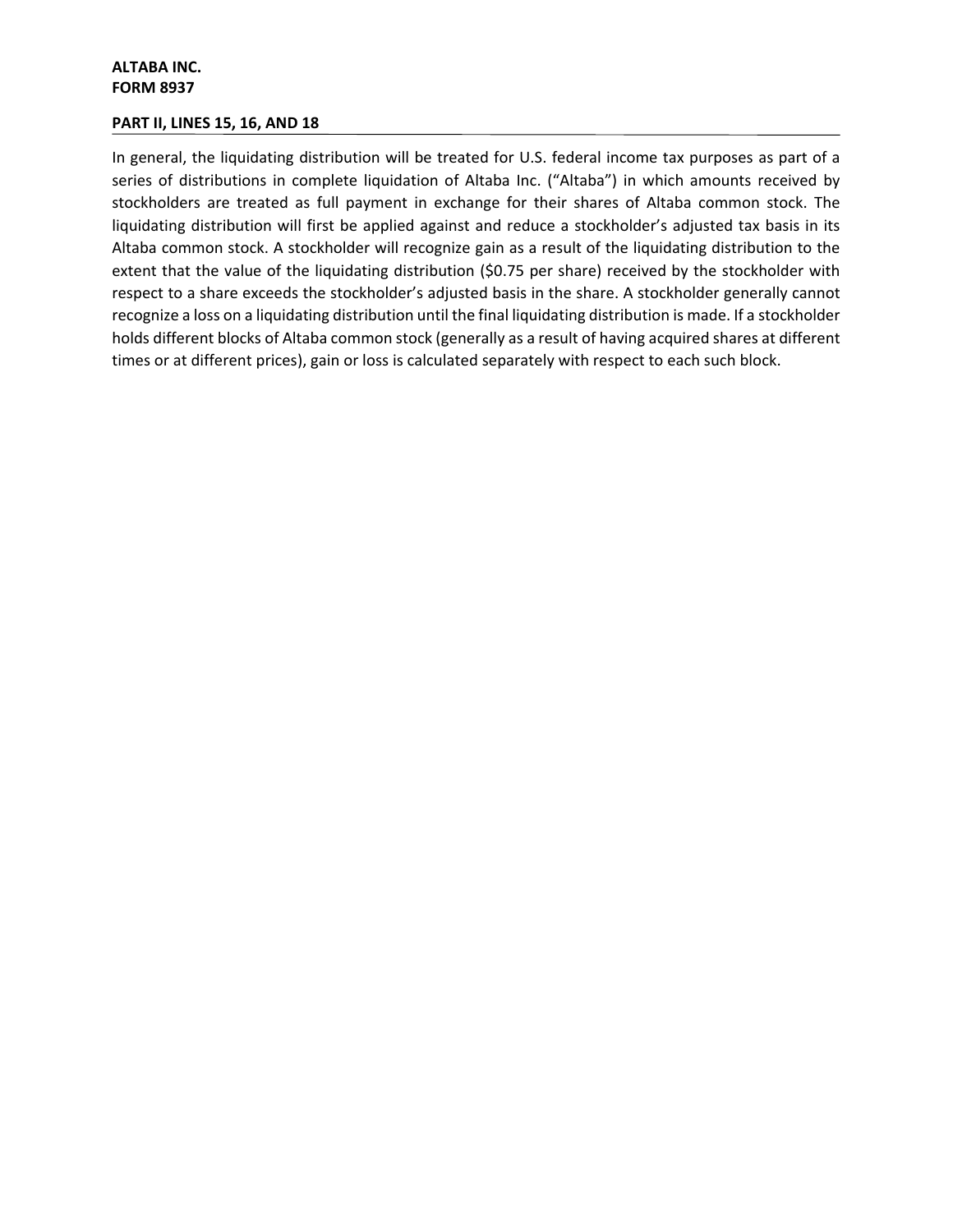**ALTABA INC.**
**FORM 8937**

**PART II, LINES 15, 16, AND 18**

In general, the liquidating distribution will be treated for U.S. federal income tax purposes as part of a series of distributions in complete liquidation of Altaba Inc. ("Altaba") in which amounts received by stockholders are treated as full payment in exchange for their shares of Altaba common stock. The liquidating distribution will first be applied against and reduce a stockholder's adjusted tax basis in its Altaba common stock. A stockholder will recognize gain as a result of the liquidating distribution to the extent that the value of the liquidating distribution ($0.75 per share) received by the stockholder with respect to a share exceeds the stockholder's adjusted basis in the share. A stockholder generally cannot recognize a loss on a liquidating distribution until the final liquidating distribution is made. If a stockholder holds different blocks of Altaba common stock (generally as a result of having acquired shares at different times or at different prices), gain or loss is calculated separately with respect to each such block.